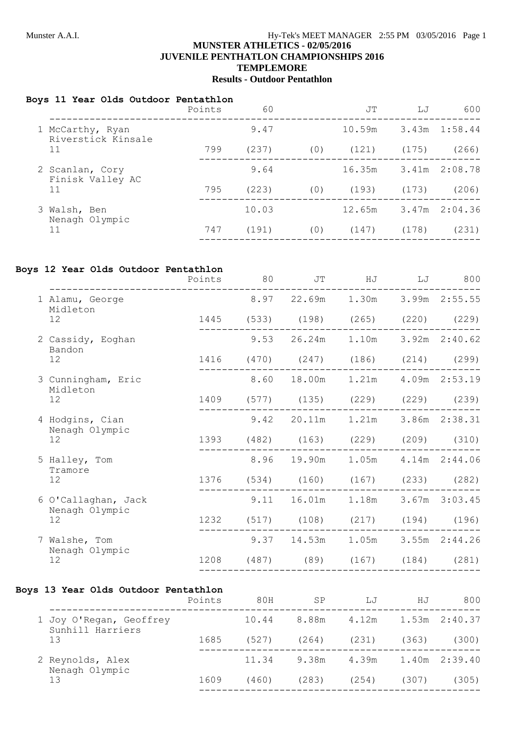## MUNSTER ATHLETICS - 02/05/2016
## JUVENILE PENTATHLON CHAMPIONSHIPS 2016
## TEMPLEMORE
### Results - Outdoor Pentathlon

**Boys 11 Year Olds Outdoor Pentathlon**

| | Name / Club / Age | Points | 60 | | JT | LJ | 600 |
|---|---|---|---|---|---|---|---|
| 1 | McCarthy, Ryan<br>Riverstick Kinsale<br>11 | 799 | 9.47<br>(237) | (0) | 10.59m<br>(121) | 3.43m<br>(175) | 1:58.44<br>(266) |
| 2 | Scanlan, Cory<br>Finisk Valley AC<br>11 | 795 | 9.64<br>(223) | (0) | 16.35m<br>(193) | 3.41m<br>(173) | 2:08.78<br>(206) |
| 3 | Walsh, Ben<br>Nenagh Olympic<br>11 | 747 | 10.03<br>(191) | (0) | 12.65m<br>(147) | 3.47m<br>(178) | 2:04.36<br>(231) |

**Boys 12 Year Olds Outdoor Pentathlon**

| | Name / Club / Age | Points | 80 | JT | HJ | LJ | 800 |
|---|---|---|---|---|---|---|---|
| 1 | Alamu, George<br>Midleton<br>12 | 1445 | 8.97<br>(533) | 22.69m<br>(198) | 1.30m<br>(265) | 3.99m<br>(220) | 2:55.55<br>(229) |
| 2 | Cassidy, Eoghan<br>Bandon<br>12 | 1416 | 9.53<br>(470) | 26.24m<br>(247) | 1.10m<br>(186) | 3.92m<br>(214) | 2:40.62<br>(299) |
| 3 | Cunningham, Eric<br>Midleton<br>12 | 1409 | 8.60<br>(577) | 18.00m<br>(135) | 1.21m<br>(229) | 4.09m<br>(229) | 2:53.19<br>(239) |
| 4 | Hodgins, Cian<br>Nenagh Olympic<br>12 | 1393 | 9.42<br>(482) | 20.11m<br>(163) | 1.21m<br>(229) | 3.86m<br>(209) | 2:38.31<br>(310) |
| 5 | Halley, Tom<br>Tramore<br>12 | 1376 | 8.96<br>(534) | 19.90m<br>(160) | 1.05m<br>(167) | 4.14m<br>(233) | 2:44.06<br>(282) |
| 6 | O'Callaghan, Jack<br>Nenagh Olympic<br>12 | 1232 | 9.11<br>(517) | 16.01m<br>(108) | 1.18m<br>(217) | 3.67m<br>(194) | 3:03.45<br>(196) |
| 7 | Walshe, Tom<br>Nenagh Olympic<br>12 | 1208 | 9.37<br>(487) | 14.53m<br>(89) | 1.05m<br>(167) | 3.55m<br>(184) | 2:44.26<br>(281) |

**Boys 13 Year Olds Outdoor Pentathlon**

| | Name / Club / Age | Points | 80H | SP | LJ | HJ | 800 |
|---|---|---|---|---|---|---|---|
| 1 | Joy O'Regan, Geoffrey<br>Sunhill Harriers<br>13 | 1685 | 10.44<br>(527) | 8.88m<br>(264) | 4.12m<br>(231) | 1.53m<br>(363) | 2:40.37<br>(300) |
| 2 | Reynolds, Alex<br>Nenagh Olympic<br>13 | 1609 | 11.34<br>(460) | 9.38m<br>(283) | 4.39m<br>(254) | 1.40m<br>(307) | 2:39.40<br>(305) |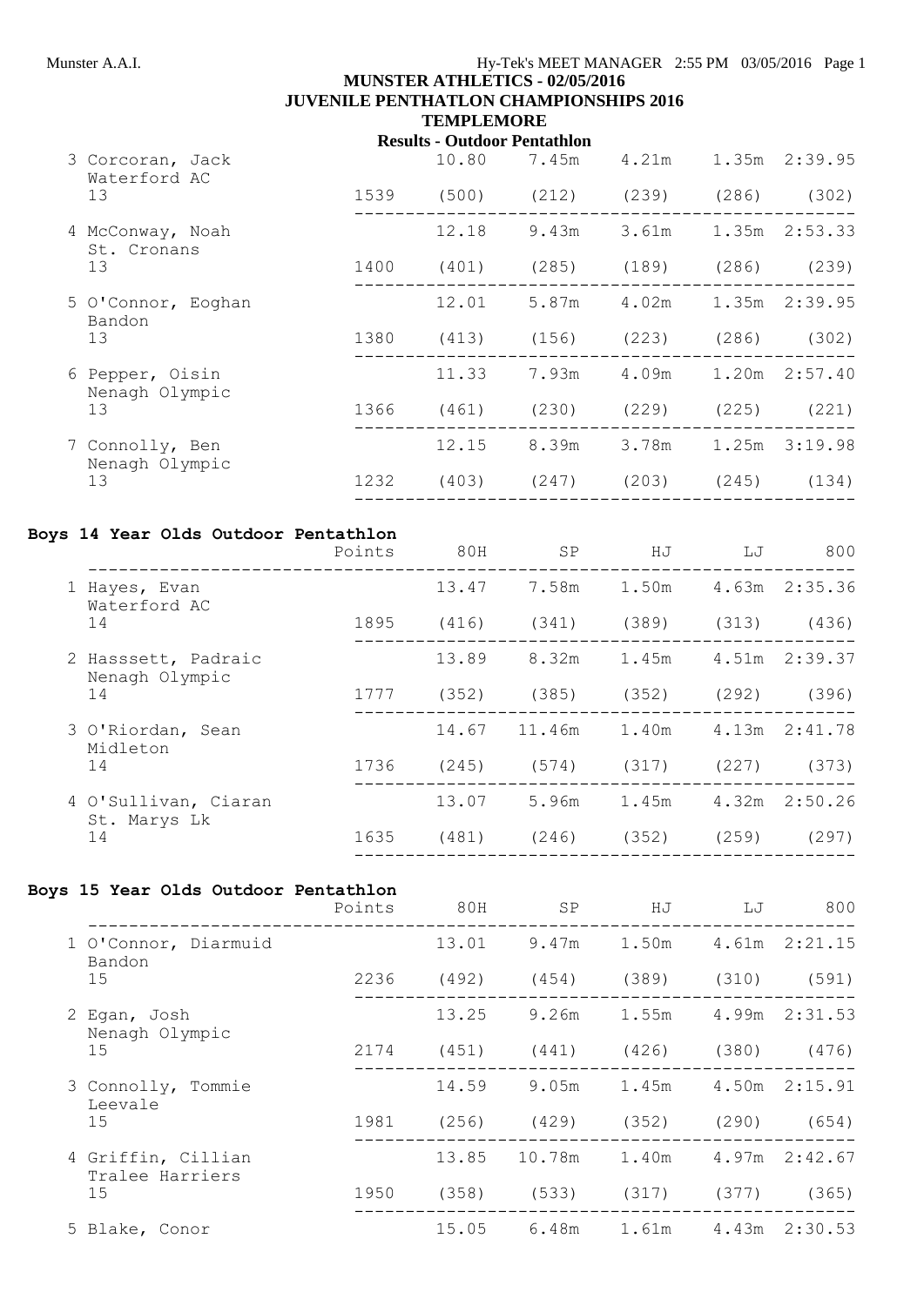# MUNSTER ATHLETICS - 02/05/2016
## JUVENILE PENTATHLON CHAMPIONSHIPS 2016
## TEMPLEMORE
### Results - Outdoor Pentathlon

| Name | Points | 80H | SP | HJ | LJ | 800 |
|---|---|---|---|---|---|---|
| 3 Corcoran, Jack, Waterford AC, 13 | 1539 | 10.80 (500) | 7.45m (212) | 4.21m (239) | 1.35m (286) | 2:39.95 (302) |
| 4 McConway, Noah, St. Cronans, 13 | 1400 | 12.18 (401) | 9.43m (285) | 3.61m (189) | 1.35m (286) | 2:53.33 (239) |
| 5 O'Connor, Eoghan, Bandon, 13 | 1380 | 12.01 (413) | 5.87m (156) | 4.02m (223) | 1.35m (286) | 2:39.95 (302) |
| 6 Pepper, Oisin, Nenagh Olympic, 13 | 1366 | 11.33 (461) | 7.93m (230) | 4.09m (229) | 1.20m (225) | 2:57.40 (221) |
| 7 Connolly, Ben, Nenagh Olympic, 13 | 1232 | 12.15 (403) | 8.39m (247) | 3.78m (203) | 1.25m (245) | 3:19.98 (134) |

**Boys 14 Year Olds Outdoor Pentathlon**

| Name | Points | 80H | SP | HJ | LJ | 800 |
|---|---|---|---|---|---|---|
| 1 Hayes, Evan, Waterford AC, 14 | 1895 | 13.47 (416) | 7.58m (341) | 1.50m (389) | 4.63m (313) | 2:35.36 (436) |
| 2 Hasssett, Padraic, Nenagh Olympic, 14 | 1777 | 13.89 (352) | 8.32m (385) | 1.45m (352) | 4.51m (292) | 2:39.37 (396) |
| 3 O'Riordan, Sean, Midleton, 14 | 1736 | 14.67 (245) | 11.46m (574) | 1.40m (317) | 4.13m (227) | 2:41.78 (373) |
| 4 O'Sullivan, Ciaran, St. Marys Lk, 14 | 1635 | 13.07 (481) | 5.96m (246) | 1.45m (352) | 4.32m (259) | 2:50.26 (297) |

**Boys 15 Year Olds Outdoor Pentathlon**

| Name | Points | 80H | SP | HJ | LJ | 800 |
|---|---|---|---|---|---|---|
| 1 O'Connor, Diarmuid, Bandon, 15 | 2236 | 13.01 (492) | 9.47m (454) | 1.50m (389) | 4.61m (310) | 2:21.15 (591) |
| 2 Egan, Josh, Nenagh Olympic, 15 | 2174 | 13.25 (451) | 9.26m (441) | 1.55m (426) | 4.99m (380) | 2:31.53 (476) |
| 3 Connolly, Tommie, Leevale, 15 | 1981 | 14.59 (256) | 9.05m (429) | 1.45m (352) | 4.50m (290) | 2:15.91 (654) |
| 4 Griffin, Cillian, Tralee Harriers, 15 | 1950 | 13.85 (358) | 10.78m (533) | 1.40m (317) | 4.97m (377) | 2:42.67 (365) |
| 5 Blake, Conor | | 15.05 | 6.48m | 1.61m | 4.43m | 2:30.53 |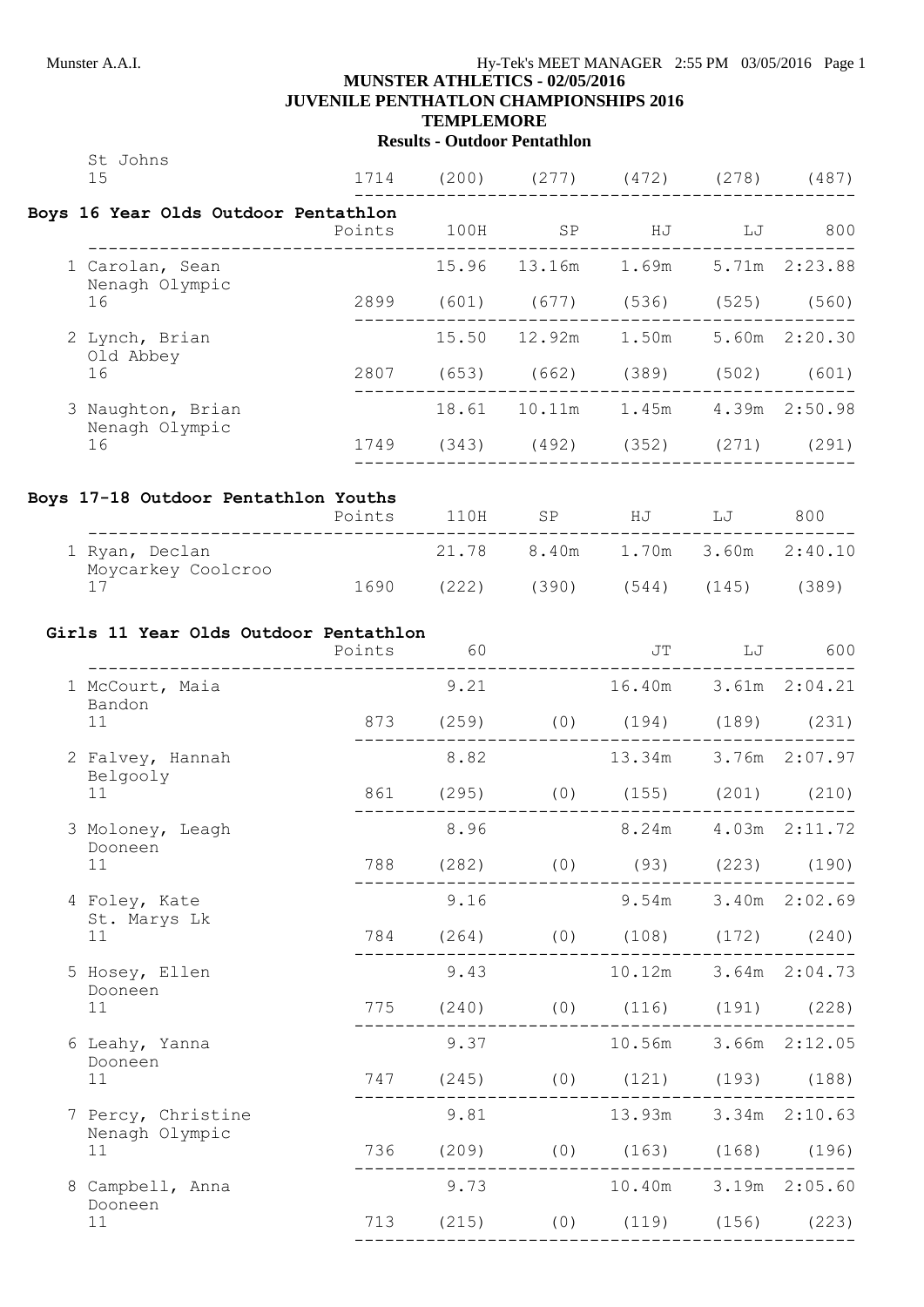**MUNSTER ATHLETICS - 02/05/2016**
**JUVENILE PENTATHLON CHAMPIONSHIPS 2016**
**TEMPLEMORE**
**Results - Outdoor Pentathlon**

| | Points | | | | | |
|---|---|---|---|---|---|---|
| St Johns 15 | 1714 | (200) | (277) | (472) | (278) | (487) |

## Boys 16 Year Olds Outdoor Pentathlon

| | Points | 100H | SP | HJ | LJ | 800 |
|---|---|---|---|---|---|---|
| 1 Carolan, Sean | | 15.96 | 13.16m | 1.69m | 5.71m | 2:23.88 |
| Nenagh Olympic 16 | 2899 | (601) | (677) | (536) | (525) | (560) |
| 2 Lynch, Brian | | 15.50 | 12.92m | 1.50m | 5.60m | 2:20.30 |
| Old Abbey 16 | 2807 | (653) | (662) | (389) | (502) | (601) |
| 3 Naughton, Brian | | 18.61 | 10.11m | 1.45m | 4.39m | 2:50.98 |
| Nenagh Olympic 16 | 1749 | (343) | (492) | (352) | (271) | (291) |

## Boys 17-18 Outdoor Pentathlon Youths

| | Points | 110H | SP | HJ | LJ | 800 |
|---|---|---|---|---|---|---|
| 1 Ryan, Declan | | 21.78 | 8.40m | 1.70m | 3.60m | 2:40.10 |
| Moycarkey Coolcroo 17 | 1690 | (222) | (390) | (544) | (145) | (389) |

## Girls 11 Year Olds Outdoor Pentathlon

| | Points | 60 | | JT | LJ | 600 |
|---|---|---|---|---|---|---|
| 1 McCourt, Maia | | 9.21 | | 16.40m | 3.61m | 2:04.21 |
| Bandon 11 | 873 | (259) | (0) | (194) | (189) | (231) |
| 2 Falvey, Hannah | | 8.82 | | 13.34m | 3.76m | 2:07.97 |
| Belgooly 11 | 861 | (295) | (0) | (155) | (201) | (210) |
| 3 Moloney, Leagh | | 8.96 | | 8.24m | 4.03m | 2:11.72 |
| Dooneen 11 | 788 | (282) | (0) | (93) | (223) | (190) |
| 4 Foley, Kate | | 9.16 | | 9.54m | 3.40m | 2:02.69 |
| St. Marys Lk 11 | 784 | (264) | (0) | (108) | (172) | (240) |
| 5 Hosey, Ellen | | 9.43 | | 10.12m | 3.64m | 2:04.73 |
| Dooneen 11 | 775 | (240) | (0) | (116) | (191) | (228) |
| 6 Leahy, Yanna | | 9.37 | | 10.56m | 3.66m | 2:12.05 |
| Dooneen 11 | 747 | (245) | (0) | (121) | (193) | (188) |
| 7 Percy, Christine | | 9.81 | | 13.93m | 3.34m | 2:10.63 |
| Nenagh Olympic 11 | 736 | (209) | (0) | (163) | (168) | (196) |
| 8 Campbell, Anna | | 9.73 | | 10.40m | 3.19m | 2:05.60 |
| Dooneen 11 | 713 | (215) | (0) | (119) | (156) | (223) |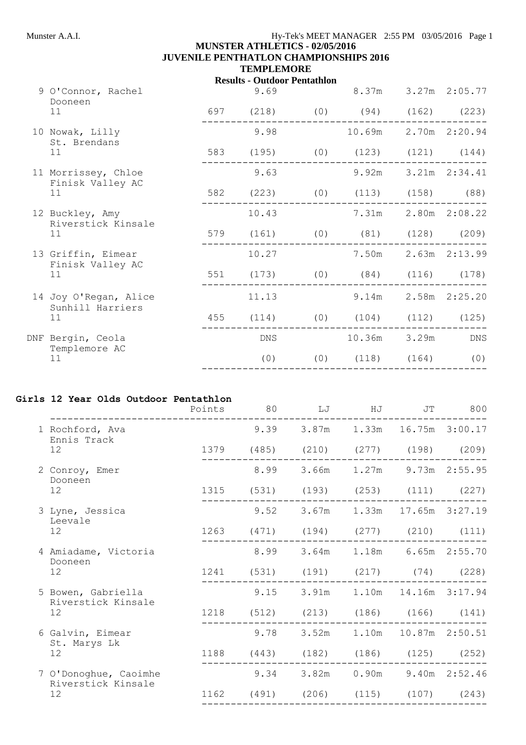**MUNSTER ATHLETICS - 02/05/2016**
**JUVENILE PENTATHLON CHAMPIONSHIPS 2016**
**TEMPLEMORE**
**Results - Outdoor Pentathlon**

| Place | Name / Club / Age | Points | | | | | |
|---|---|---|---|---|---|---|---|
| 9 | O'Connor, Rachel, Dooneen, 11 | 697 | 9.69 (218) | (0) | 8.37m (94) | 3.27m (162) | 2:05.77 (223) |
| 10 | Nowak, Lilly, St. Brendans, 11 | 583 | 9.98 (195) | (0) | 10.69m (123) | 2.70m (121) | 2:20.94 (144) |
| 11 | Morrissey, Chloe, Finisk Valley AC, 11 | 582 | 9.63 (223) | (0) | 9.92m (113) | 3.21m (158) | 2:34.41 (88) |
| 12 | Buckley, Amy, Riverstick Kinsale, 11 | 579 | 10.43 (161) | (0) | 7.31m (81) | 2.80m (128) | 2:08.22 (209) |
| 13 | Griffin, Eimear, Finisk Valley AC, 11 | 551 | 10.27 (173) | (0) | 7.50m (84) | 2.63m (116) | 2:13.99 (178) |
| 14 | Joy O'Regan, Alice, Sunhill Harriers, 11 | 455 | 11.13 (114) | (0) | 9.14m (104) | 2.58m (112) | 2:25.20 (125) |
| DNF | Bergin, Ceola, Templemore AC, 11 | | DNS (0) | (0) | 10.36m (118) | 3.29m (164) | DNS (0) |

**Girls 12 Year Olds Outdoor Pentathlon**

| Place | Name / Club / Age | Points | 80 | LJ | HJ | JT | 800 |
|---|---|---|---|---|---|---|---|
| 1 | Rochford, Ava, Ennis Track, 12 | 1379 | 9.39 (485) | 3.87m (210) | 1.33m (277) | 16.75m (198) | 3:00.17 (209) |
| 2 | Conroy, Emer, Dooneen, 12 | 1315 | 8.99 (531) | 3.66m (193) | 1.27m (253) | 9.73m (111) | 2:55.95 (227) |
| 3 | Lyne, Jessica, Leevale, 12 | 1263 | 9.52 (471) | 3.67m (194) | 1.33m (277) | 17.65m (210) | 3:27.19 (111) |
| 4 | Amiadame, Victoria, Dooneen, 12 | 1241 | 8.99 (531) | 3.64m (191) | 1.18m (217) | 6.65m (74) | 2:55.70 (228) |
| 5 | Bowen, Gabriella, Riverstick Kinsale, 12 | 1218 | 9.15 (512) | 3.91m (213) | 1.10m (186) | 14.16m (166) | 3:17.94 (141) |
| 6 | Galvin, Eimear, St. Marys Lk, 12 | 1188 | 9.78 (443) | 3.52m (182) | 1.10m (186) | 10.87m (125) | 2:50.51 (252) |
| 7 | O'Donoghue, Caoimhe, Riverstick Kinsale, 12 | 1162 | 9.34 (491) | 3.82m (206) | 0.90m (115) | 9.40m (107) | 2:52.46 (243) |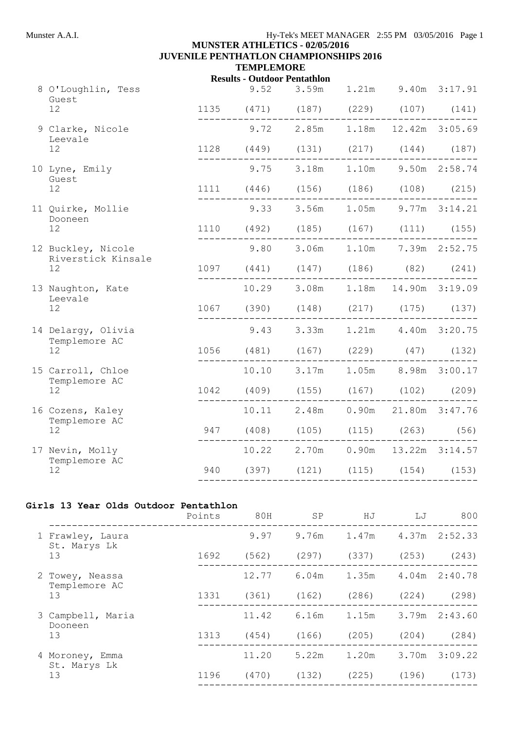# MUNSTER ATHLETICS - 02/05/2016
## JUVENILE PENTHATLON CHAMPIONSHIPS 2016
### TEMPLEMORE
#### Results - Outdoor Pentathlon

| | Points | 80H | SP | HJ | LJ | 800 |
|---|---|---|---|---|---|---|
| 8 O'Loughlin, Tess<br>Guest<br>12 | 1135 | 9.52 (471) | 3.59m (187) | 1.21m (229) | 9.40m (107) | 3:17.91 (141) |
| 9 Clarke, Nicole<br>Leevale<br>12 | 1128 | 9.72 (449) | 2.85m (131) | 1.18m (217) | 12.42m (144) | 3:05.69 (187) |
| 10 Lyne, Emily<br>Guest<br>12 | 1111 | 9.75 (446) | 3.18m (156) | 1.10m (186) | 9.50m (108) | 2:58.74 (215) |
| 11 Quirke, Mollie<br>Dooneen<br>12 | 1110 | 9.33 (492) | 3.56m (185) | 1.05m (167) | 9.77m (111) | 3:14.21 (155) |
| 12 Buckley, Nicole<br>Riverstick Kinsale<br>12 | 1097 | 9.80 (441) | 3.06m (147) | 1.10m (186) | 7.39m (82) | 2:52.75 (241) |
| 13 Naughton, Kate<br>Leevale<br>12 | 1067 | 10.29 (390) | 3.08m (148) | 1.18m (217) | 14.90m (175) | 3:19.09 (137) |
| 14 Delargy, Olivia<br>Templemore AC<br>12 | 1056 | 9.43 (481) | 3.33m (167) | 1.21m (229) | 4.40m (47) | 3:20.75 (132) |
| 15 Carroll, Chloe<br>Templemore AC<br>12 | 1042 | 10.10 (409) | 3.17m (155) | 1.05m (167) | 8.98m (102) | 3:00.17 (209) |
| 16 Cozens, Kaley<br>Templemore AC<br>12 | 947 | 10.11 (408) | 2.48m (105) | 0.90m (115) | 21.80m (263) | 3:47.76 (56) |
| 17 Nevin, Molly<br>Templemore AC<br>12 | 940 | 10.22 (397) | 2.70m (121) | 0.90m (115) | 13.22m (154) | 3:14.57 (153) |

**Girls 13 Year Olds Outdoor Pentathlon**

| | Points | 80H | SP | HJ | LJ | 800 |
|---|---|---|---|---|---|---|
| 1 Frawley, Laura<br>St. Marys Lk<br>13 | 1692 | 9.97 (562) | 9.76m (297) | 1.47m (337) | 4.37m (253) | 2:52.33 (243) |
| 2 Towey, Neassa<br>Templemore AC<br>13 | 1331 | 12.77 (361) | 6.04m (162) | 1.35m (286) | 4.04m (224) | 2:40.78 (298) |
| 3 Campbell, Maria<br>Dooneen<br>13 | 1313 | 11.42 (454) | 6.16m (166) | 1.15m (205) | 3.79m (204) | 2:43.60 (284) |
| 4 Moroney, Emma<br>St. Marys Lk<br>13 | 1196 | 11.20 (470) | 5.22m (132) | 1.20m (225) | 3.70m (196) | 3:09.22 (173) |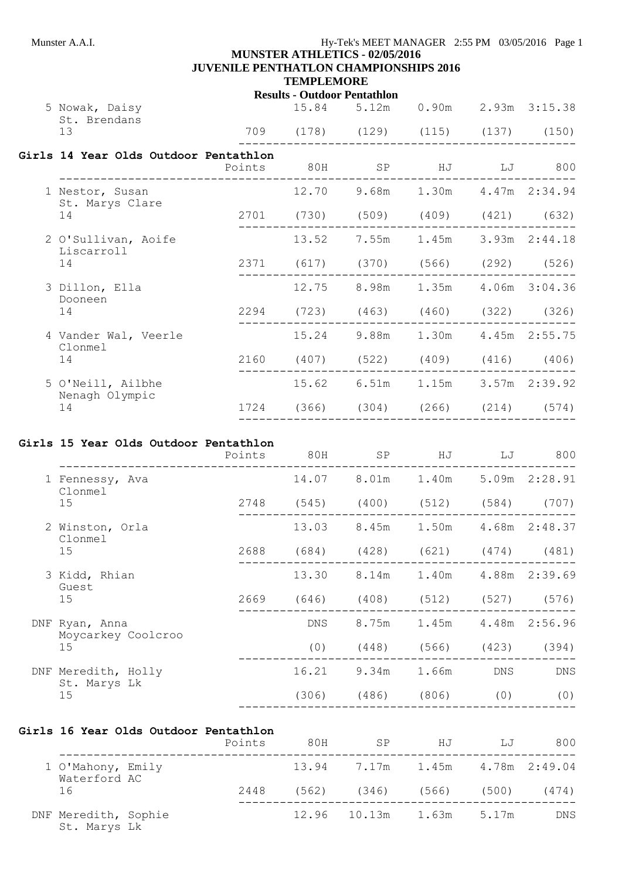**MUNSTER ATHLETICS - 02/05/2016**
**JUVENILE PENTATHLON CHAMPIONSHIPS 2016**
**TEMPLEMORE**
**Results - Outdoor Pentathlon**

| | Points | 80H | SP | HJ | LJ | 800 |
|---|---|---|---|---|---|---|
| 5 Nowak, Daisy / St. Brendans / 13 | 709 | 15.84 (178) | 5.12m (129) | 0.90m (115) | 2.93m (137) | 3:15.38 (150) |

## Girls 14 Year Olds Outdoor Pentathlon

| | Points | 80H | SP | HJ | LJ | 800 |
|---|---|---|---|---|---|---|
| 1 Nestor, Susan / St. Marys Clare / 14 | 2701 | 12.70 (730) | 9.68m (509) | 1.30m (409) | 4.47m (421) | 2:34.94 (632) |
| 2 O'Sullivan, Aoife / Liscarroll / 14 | 2371 | 13.52 (617) | 7.55m (370) | 1.45m (566) | 3.93m (292) | 2:44.18 (526) |
| 3 Dillon, Ella / Dooneen / 14 | 2294 | 12.75 (723) | 8.98m (463) | 1.35m (460) | 4.06m (322) | 3:04.36 (326) |
| 4 Vander Wal, Veerle / Clonmel / 14 | 2160 | 15.24 (407) | 9.88m (522) | 1.30m (409) | 4.45m (416) | 2:55.75 (406) |
| 5 O'Neill, Ailbhe / Nenagh Olympic / 14 | 1724 | 15.62 (366) | 6.51m (304) | 1.15m (266) | 3.57m (214) | 2:39.92 (574) |

## Girls 15 Year Olds Outdoor Pentathlon

| | Points | 80H | SP | HJ | LJ | 800 |
|---|---|---|---|---|---|---|
| 1 Fennessy, Ava / Clonmel / 15 | 2748 | 14.07 (545) | 8.01m (400) | 1.40m (512) | 5.09m (584) | 2:28.91 (707) |
| 2 Winston, Orla / Clonmel / 15 | 2688 | 13.03 (684) | 8.45m (428) | 1.50m (621) | 4.68m (474) | 2:48.37 (481) |
| 3 Kidd, Rhian / Guest / 15 | 2669 | 13.30 (646) | 8.14m (408) | 1.40m (512) | 4.88m (527) | 2:39.69 (576) |
| DNF Ryan, Anna / Moycarkey Coolcroo / 15 | | DNS (0) | 8.75m (448) | 1.45m (566) | 4.48m (423) | 2:56.96 (394) |
| DNF Meredith, Holly / St. Marys Lk / 15 | | 16.21 (306) | 9.34m (486) | 1.66m (806) | DNS (0) | DNS (0) |

## Girls 16 Year Olds Outdoor Pentathlon

| | Points | 80H | SP | HJ | LJ | 800 |
|---|---|---|---|---|---|---|
| 1 O'Mahony, Emily / Waterford AC / 16 | 2448 | 13.94 (562) | 7.17m (346) | 1.45m (566) | 4.78m (500) | 2:49.04 (474) |
| DNF Meredith, Sophie / St. Marys Lk | | 12.96 | 10.13m | 1.63m | 5.17m | DNS |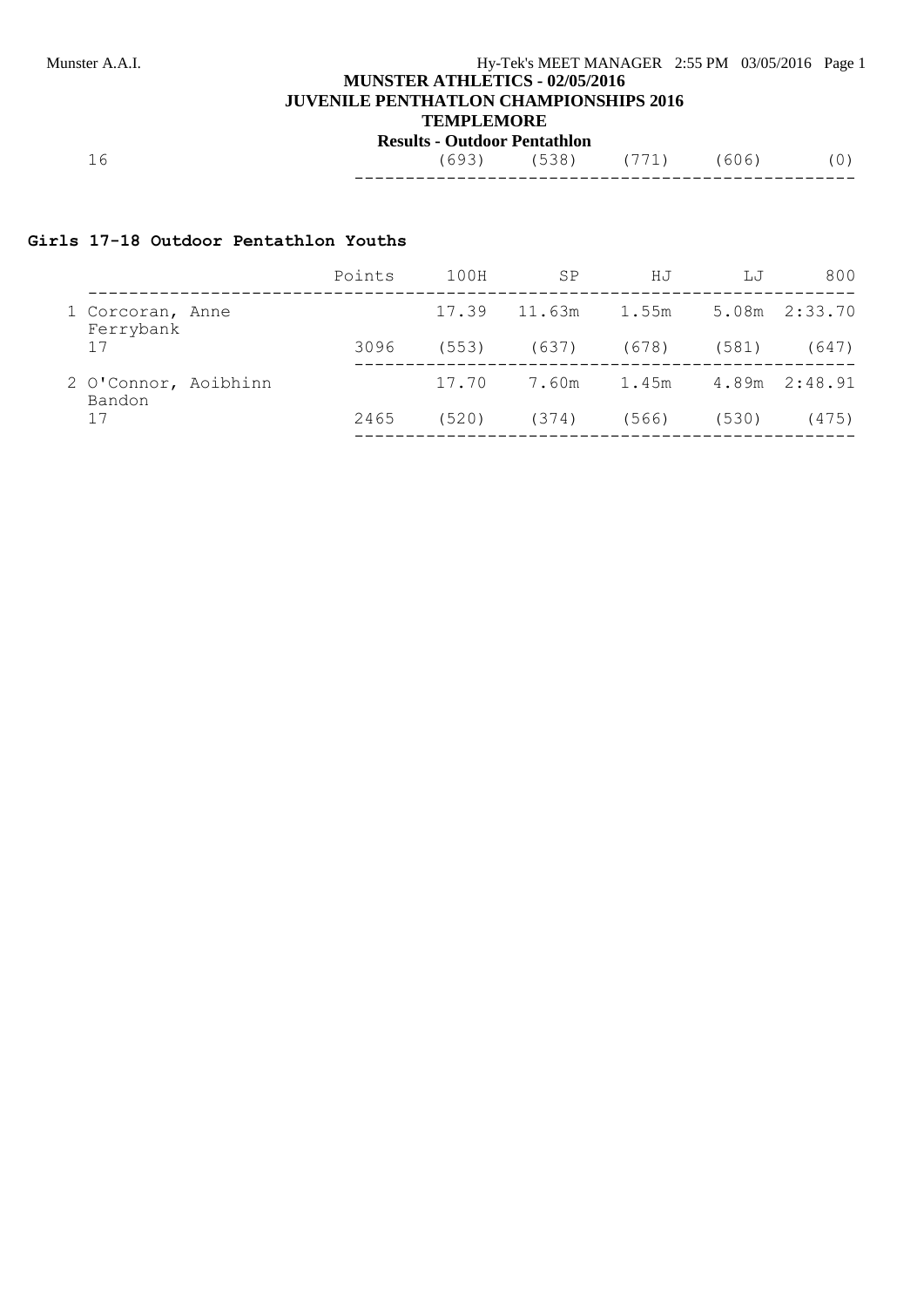| | | | | | | |
|---|---|---|---|---|---|---|
| 16 | | (693) | (538) | (771) | (606) | (0) |

### Girls 17-18 Outdoor Pentathlon Youths

| | Points | 100H | SP | HJ | LJ | 800 |
|---|---|---|---|---|---|---|
| 1 Corcoran, Anne Ferrybank | | 17.39 | 11.63m | 1.55m | 5.08m | 2:33.70 |
| 17 | 3096 | (553) | (637) | (678) | (581) | (647) |
| 2 O'Connor, Aoibhinn Bandon | | 17.70 | 7.60m | 1.45m | 4.89m | 2:48.91 |
| 17 | 2465 | (520) | (374) | (566) | (530) | (475) |